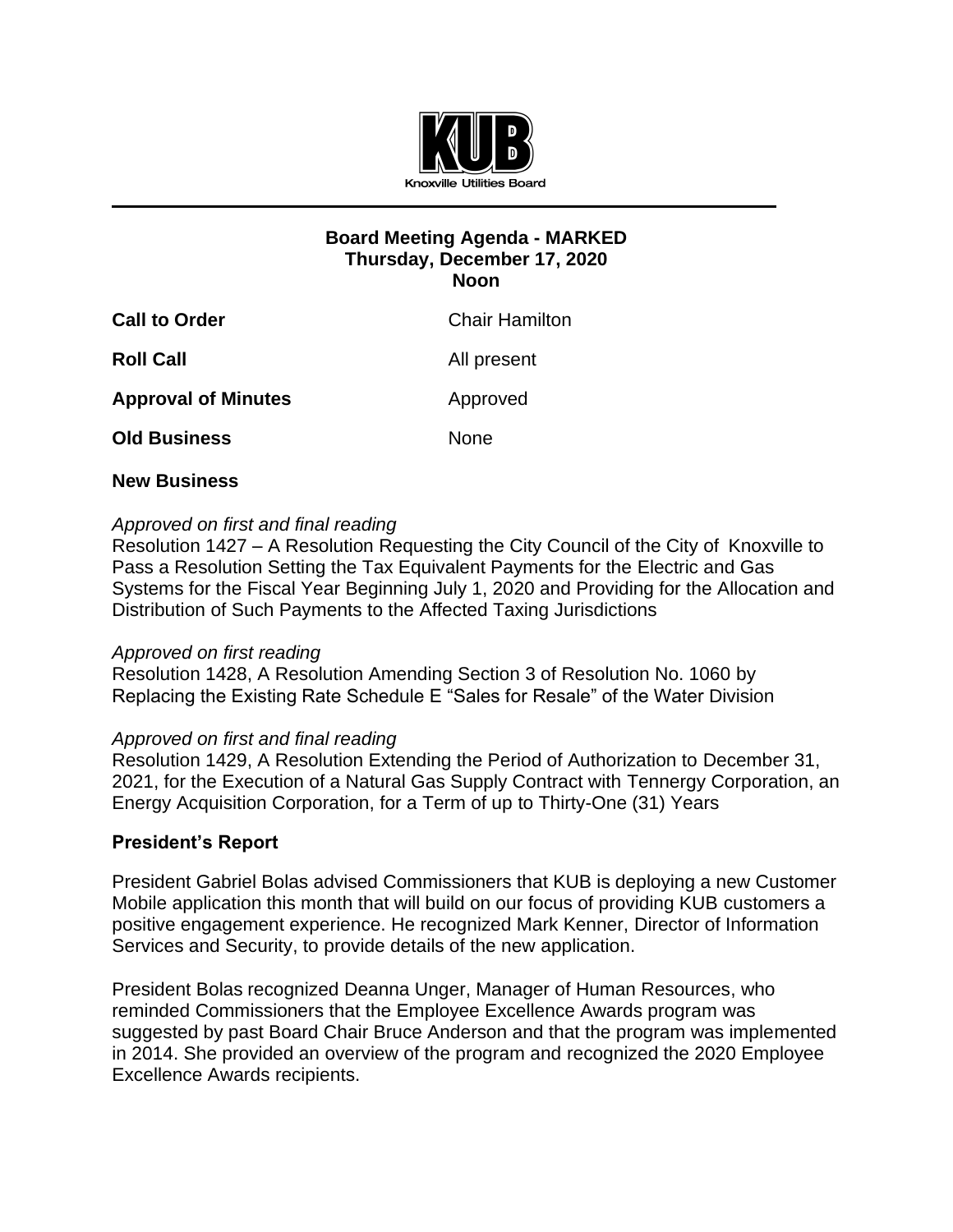Knoxville Utilities Board

**Board Meeting Agenda - MARKED**
**Thursday, December 17, 2020**
**Noon**

**Call to Order** Chair Hamilton

**Roll Call** All present

**Approval of Minutes** Approved

**Old Business** None

**New Business**

*Approved on first and final reading*
Resolution 1427 – A Resolution Requesting the City Council of the City of Knoxville to Pass a Resolution Setting the Tax Equivalent Payments for the Electric and Gas Systems for the Fiscal Year Beginning July 1, 2020 and Providing for the Allocation and Distribution of Such Payments to the Affected Taxing Jurisdictions

*Approved on first reading*
Resolution 1428, A Resolution Amending Section 3 of Resolution No. 1060 by Replacing the Existing Rate Schedule E "Sales for Resale" of the Water Division

*Approved on first and final reading*
Resolution 1429, A Resolution Extending the Period of Authorization to December 31, 2021, for the Execution of a Natural Gas Supply Contract with Tennergy Corporation, an Energy Acquisition Corporation, for a Term of up to Thirty-One (31) Years

**President's Report**

President Gabriel Bolas advised Commissioners that KUB is deploying a new Customer Mobile application this month that will build on our focus of providing KUB customers a positive engagement experience. He recognized Mark Kenner, Director of Information Services and Security, to provide details of the new application.

President Bolas recognized Deanna Unger, Manager of Human Resources, who reminded Commissioners that the Employee Excellence Awards program was suggested by past Board Chair Bruce Anderson and that the program was implemented in 2014. She provided an overview of the program and recognized the 2020 Employee Excellence Awards recipients.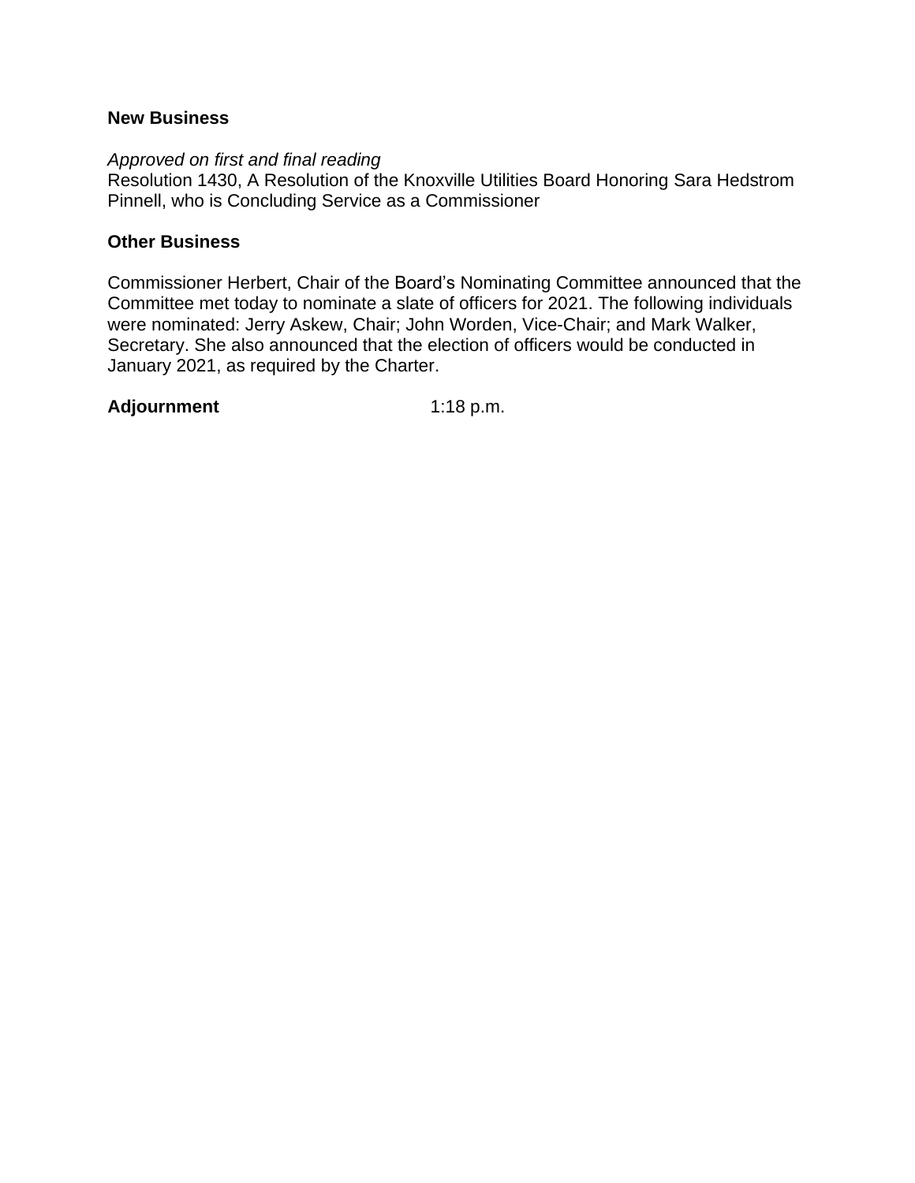**New Business**

*Approved on first and final reading*
Resolution 1430, A Resolution of the Knoxville Utilities Board Honoring Sara Hedstrom Pinnell, who is Concluding Service as a Commissioner

**Other Business**

Commissioner Herbert, Chair of the Board's Nominating Committee announced that the Committee met today to nominate a slate of officers for 2021. The following individuals were nominated: Jerry Askew, Chair; John Worden, Vice-Chair; and Mark Walker, Secretary. She also announced that the election of officers would be conducted in January 2021, as required by the Charter.

**Adjournment** 1:18 p.m.